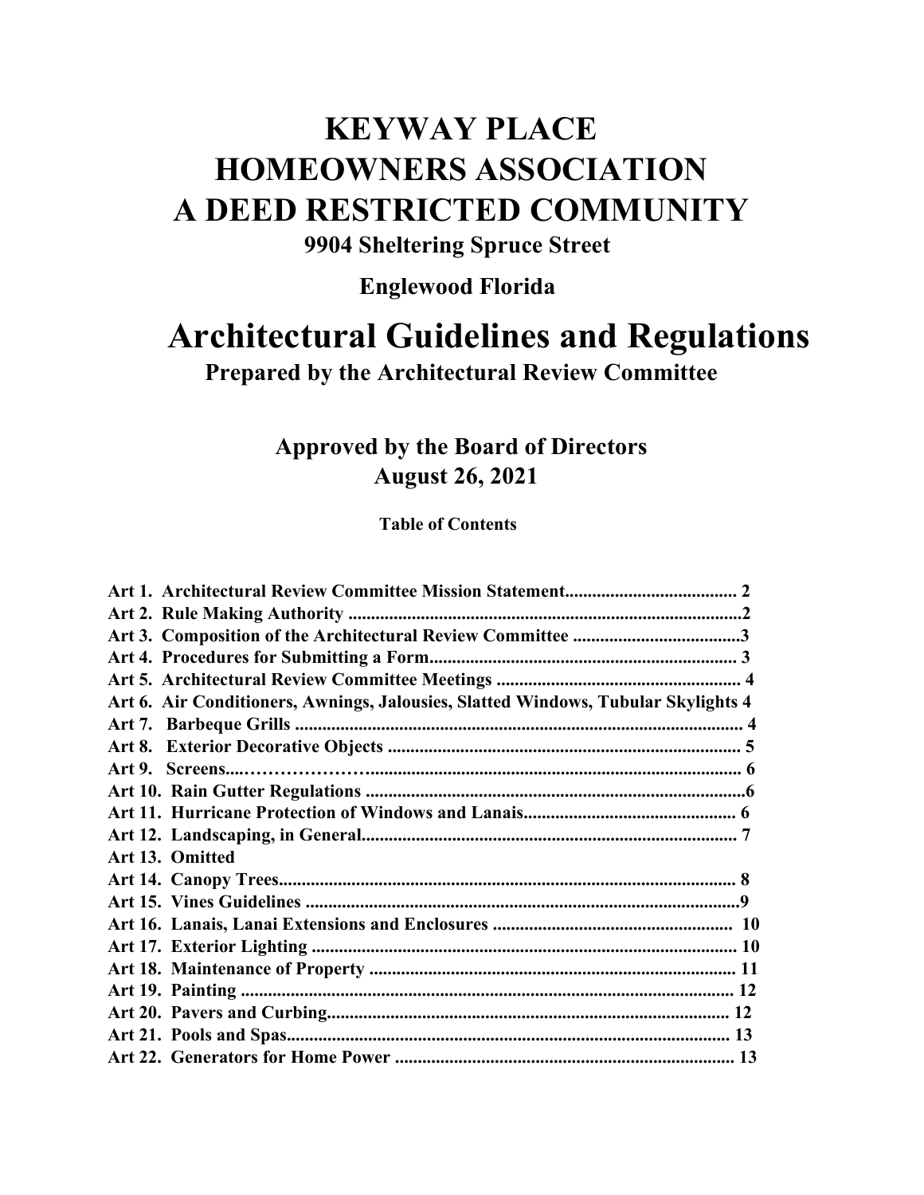# KEYWAY PLACE
# HOMEOWNERS ASSOCIATION
# A DEED RESTRICTED COMMUNITY

**9904 Sheltering Spruce Street**

**Englewood Florida**

# Architectural Guidelines and Regulations

**Prepared by the Architectural Review Committee**

**Approved by the Board of Directors**
**August 26, 2021**

**Table of Contents**

**Art 1. Architectural Review Committee Mission Statement...................................... 2**
**Art 2. Rule Making Authority .......................................................................................2**
**Art 3. Composition of the Architectural Review Committee .....................................3**
**Art 4. Procedures for Submitting a Form.................................................................... 3**
**Art 5. Architectural Review Committee Meetings ..................................................... 4**
**Art 6. Air Conditioners, Awnings, Jalousies, Slatted Windows, Tubular Skylights 4**
**Art 7. Barbeque Grills .................................................................................................. 4**
**Art 8. Exterior Decorative Objects ............................................................................. 5**
**Art 9. Screens....……………….................................................................................. 6**
**Art 10. Rain Gutter Regulations ...................................................................................6**
**Art 11. Hurricane Protection of Windows and Lanais............................................... 6**
**Art 12. Landscaping, in General................................................................................... 7**
**Art 13. Omitted**
**Art 14. Canopy Trees.................................................................................................... 8**
**Art 15. Vines Guidelines ...............................................................................................9**
**Art 16. Lanais, Lanai Extensions and Enclosures ..................................................... 10**
**Art 17. Exterior Lighting ............................................................................................. 10**
**Art 18. Maintenance of Property ................................................................................. 11**
**Art 19. Painting ............................................................................................................ 12**
**Art 20. Pavers and Curbing......................................................................................... 12**
**Art 21. Pools and Spas................................................................................................. 13**
**Art 22. Generators for Home Power ........................................................................... 13**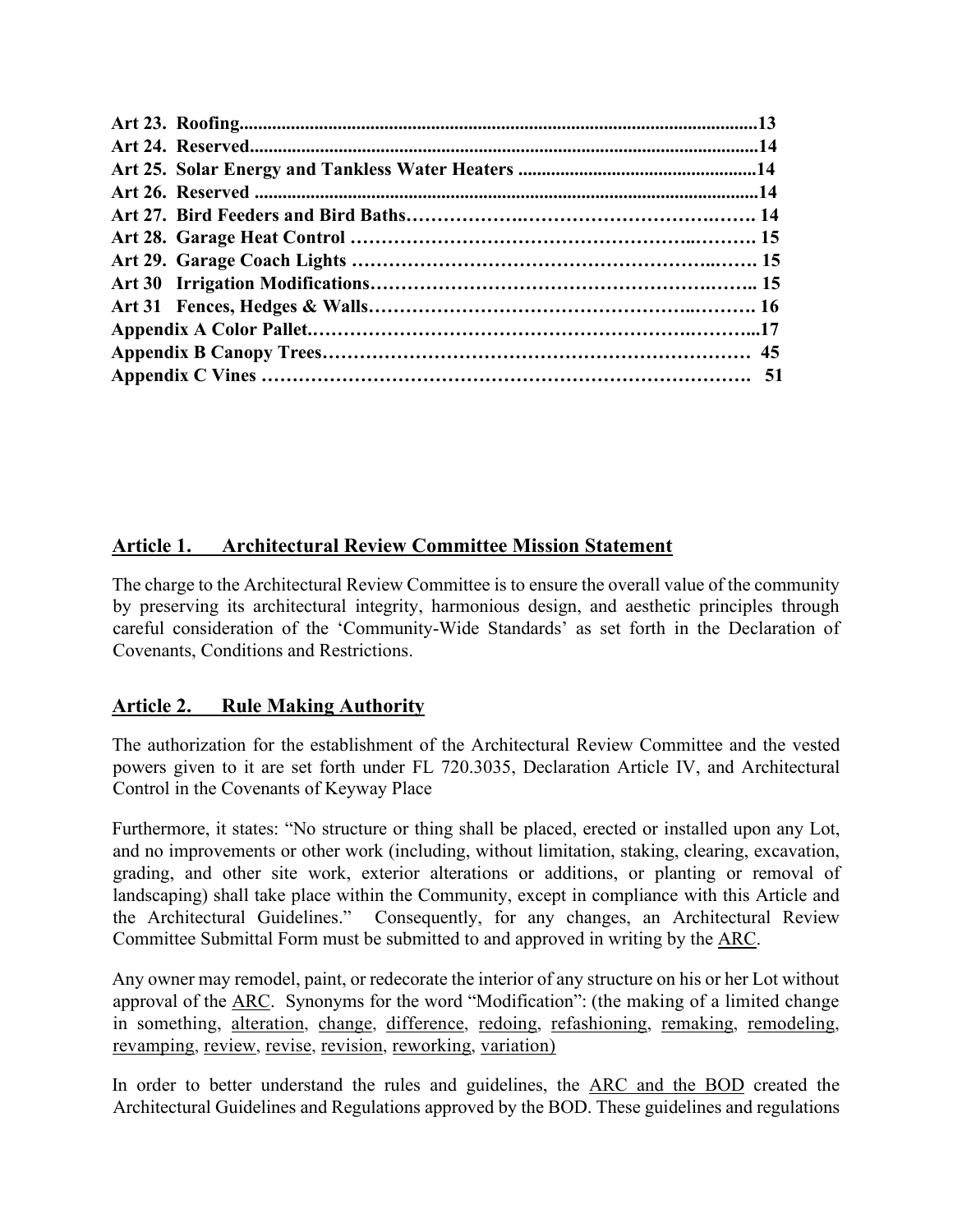**Art 23. Roofing..............................................................................................................13**
**Art 24. Reserved...........................................................................................................14**
**Art 25. Solar Energy and Tankless Water Heaters ..................................................14**
**Art 26. Reserved ...........................................................................................................14**
**Art 27. Bird Feeders and Bird Baths……………….………………………….……. 14**
**Art 28. Garage Heat Control …………………………………………….………. 15**
**Art 29. Garage Coach Lights ……………………………………………..……. 15**
**Art 30 Irrigation Modifications…………………………………………….…….. 15**
**Art 31 Fences, Hedges & Walls………………………………………..………. 16**
**Appendix A Color Pallet.……………………………………………………….……...17**
**Appendix B Canopy Trees…………………………………………………………… 45**
**Appendix C Vines ………………………………………………………………….  51**

## Article 1. Architectural Review Committee Mission Statement

The charge to the Architectural Review Committee is to ensure the overall value of the community by preserving its architectural integrity, harmonious design, and aesthetic principles through careful consideration of the 'Community-Wide Standards' as set forth in the Declaration of Covenants, Conditions and Restrictions.

## Article 2. Rule Making Authority

The authorization for the establishment of the Architectural Review Committee and the vested powers given to it are set forth under FL 720.3035, Declaration Article IV, and Architectural Control in the Covenants of Keyway Place

Furthermore, it states: "No structure or thing shall be placed, erected or installed upon any Lot, and no improvements or other work (including, without limitation, staking, clearing, excavation, grading, and other site work, exterior alterations or additions, or planting or removal of landscaping) shall take place within the Community, except in compliance with this Article and the Architectural Guidelines." Consequently, for any changes, an Architectural Review Committee Submittal Form must be submitted to and approved in writing by the ARC.

Any owner may remodel, paint, or redecorate the interior of any structure on his or her Lot without approval of the ARC. Synonyms for the word "Modification": (the making of a limited change in something, alteration, change, difference, redoing, refashioning, remaking, remodeling, revamping, review, revise, revision, reworking, variation)

In order to better understand the rules and guidelines, the ARC and the BOD created the Architectural Guidelines and Regulations approved by the BOD. These guidelines and regulations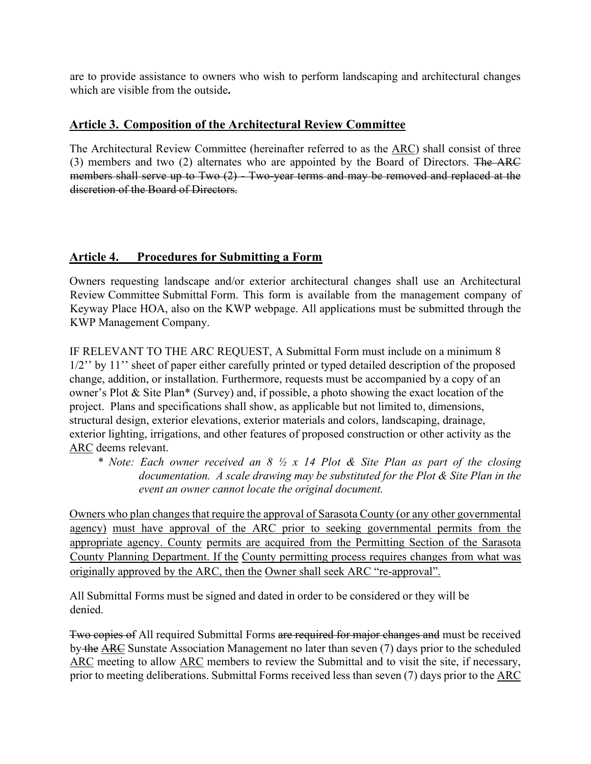are to provide assistance to owners who wish to perform landscaping and architectural changes which are visible from the outside**.**

## <u>Article 3. Composition of the Architectural Review Committee</u>

The Architectural Review Committee (hereinafter referred to as the <u>ARC</u>) shall consist of three (3) members and two (2) alternates who are appointed by the Board of Directors. ~~The ARC members shall serve up to Two (2) - Two-year terms and may be removed and replaced at the discretion of the Board of Directors.~~

## <u>Article 4. Procedures for Submitting a Form</u>

Owners requesting landscape and/or exterior architectural changes shall use an Architectural Review Committee Submittal Form. This form is available from the management company of Keyway Place HOA, also on the KWP webpage. All applications must be submitted through the KWP Management Company.

IF RELEVANT TO THE ARC REQUEST, A Submittal Form must include on a minimum 8 1/2'' by 11'' sheet of paper either carefully printed or typed detailed description of the proposed change, addition, or installation. Furthermore, requests must be accompanied by a copy of an owner's Plot & Site Plan* (Survey) and, if possible, a photo showing the exact location of the project. Plans and specifications shall show, as applicable but not limited to, dimensions, structural design, exterior elevations, exterior materials and colors, landscaping, drainage, exterior lighting, irrigations, and other features of proposed construction or other activity as the <u>ARC</u> deems relevant.

> \* *Note: Each owner received an 8 ½ x 14 Plot & Site Plan as part of the closing documentation. A scale drawing may be substituted for the Plot & Site Plan in the event an owner cannot locate the original document.*

<u>Owners who plan changes that require the approval of Sarasota County (or any other governmental agency)</u> <u>must have approval of the ARC prior to seeking governmental permits from the appropriate agency. County</u> <u>permits are acquired from the Permitting Section of the Sarasota County Planning Department. If the</u> <u>County permitting process requires changes from what was originally approved by the ARC, then the</u> <u>Owner shall seek ARC "re-approval".</u>

All Submittal Forms must be signed and dated in order to be considered or they will be denied.

~~Two copies of~~ All required Submittal Forms ~~are required for major changes and~~ must be received by ~~the~~ ~~<u>ARC</u>~~ Sunstate Association Management no later than seven (7) days prior to the scheduled <u>ARC</u> meeting to allow <u>ARC</u> members to review the Submittal and to visit the site, if necessary, prior to meeting deliberations. Submittal Forms received less than seven (7) days prior to the <u>ARC</u>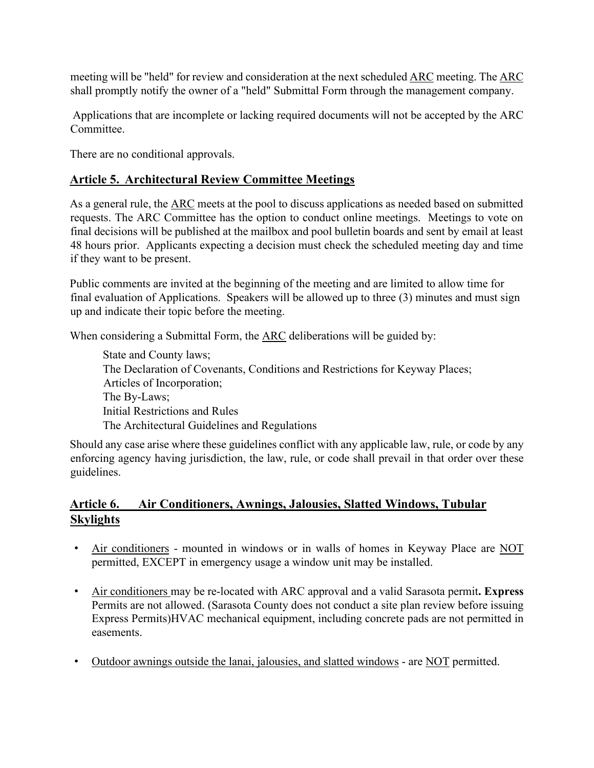meeting will be "held" for review and consideration at the next scheduled ARC meeting. The ARC shall promptly notify the owner of a "held" Submittal Form through the management company.

Applications that are incomplete or lacking required documents will not be accepted by the ARC Committee.

There are no conditional approvals.

## Article 5. Architectural Review Committee Meetings

As a general rule, the ARC meets at the pool to discuss applications as needed based on submitted requests. The ARC Committee has the option to conduct online meetings. Meetings to vote on final decisions will be published at the mailbox and pool bulletin boards and sent by email at least 48 hours prior. Applicants expecting a decision must check the scheduled meeting day and time if they want to be present.

Public comments are invited at the beginning of the meeting and are limited to allow time for final evaluation of Applications. Speakers will be allowed up to three (3) minutes and must sign up and indicate their topic before the meeting.

When considering a Submittal Form, the ARC deliberations will be guided by:

State and County laws;
The Declaration of Covenants, Conditions and Restrictions for Keyway Places;
Articles of Incorporation;
The By-Laws;
Initial Restrictions and Rules
The Architectural Guidelines and Regulations

Should any case arise where these guidelines conflict with any applicable law, rule, or code by any enforcing agency having jurisdiction, the law, rule, or code shall prevail in that order over these guidelines.

## Article 6. Air Conditioners, Awnings, Jalousies, Slatted Windows, Tubular Skylights

- Air conditioners - mounted in windows or in walls of homes in Keyway Place are NOT permitted, EXCEPT in emergency usage a window unit may be installed.
- Air conditioners may be re-located with ARC approval and a valid Sarasota permit**. Express** Permits are not allowed. (Sarasota County does not conduct a site plan review before issuing Express Permits)HVAC mechanical equipment, including concrete pads are not permitted in easements.
- Outdoor awnings outside the lanai, jalousies, and slatted windows - are NOT permitted.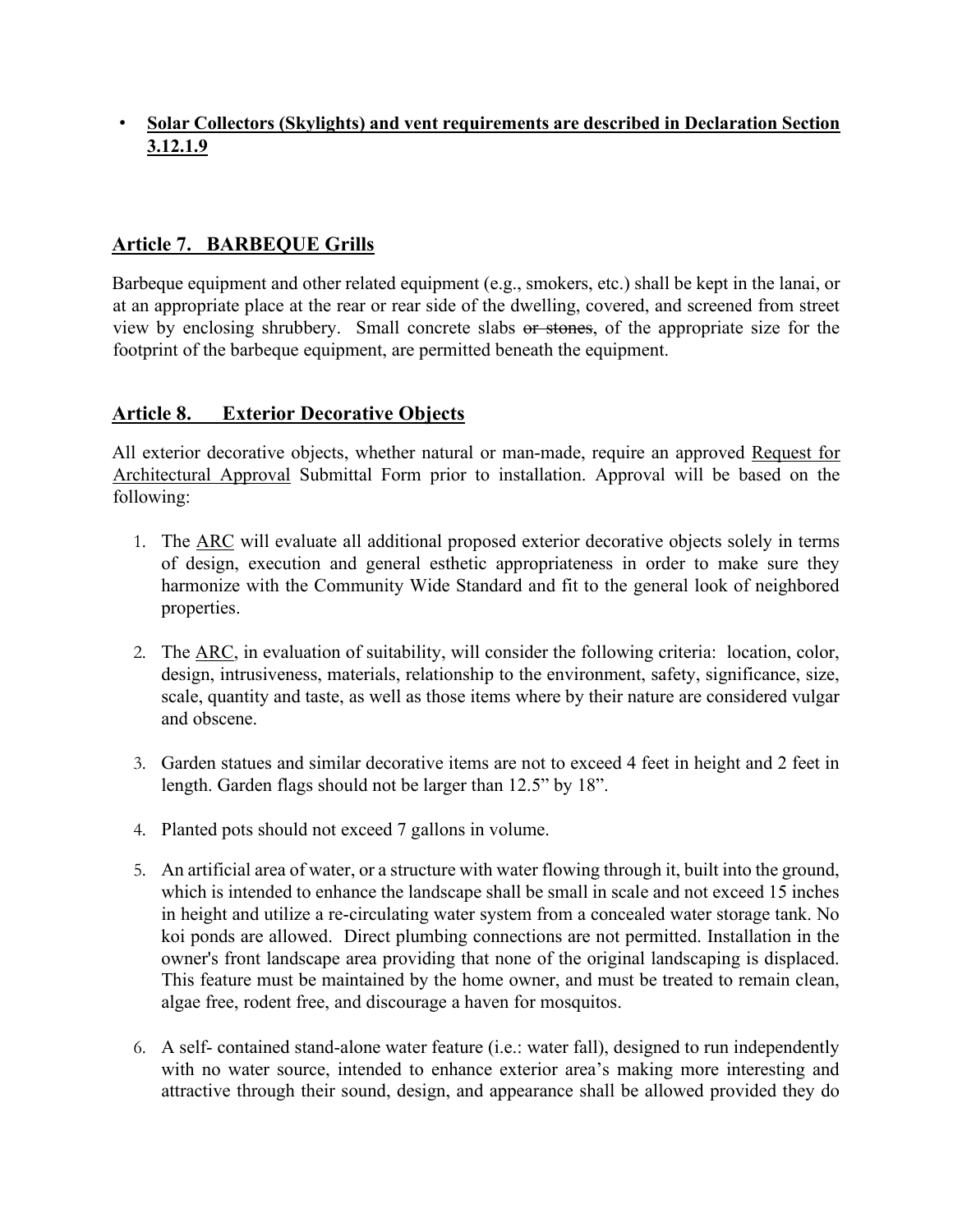- **Solar Collectors (Skylights) and vent requirements are described in Declaration Section 3.12.1.9**

## Article 7. BARBEQUE Grills

Barbeque equipment and other related equipment (e.g., smokers, etc.) shall be kept in the lanai, or at an appropriate place at the rear or rear side of the dwelling, covered, and screened from street view by enclosing shrubbery. Small concrete slabs ~~or stones~~, of the appropriate size for the footprint of the barbeque equipment, are permitted beneath the equipment.

## Article 8. Exterior Decorative Objects

All exterior decorative objects, whether natural or man-made, require an approved Request for Architectural Approval Submittal Form prior to installation. Approval will be based on the following:

1. The ARC will evaluate all additional proposed exterior decorative objects solely in terms of design, execution and general esthetic appropriateness in order to make sure they harmonize with the Community Wide Standard and fit to the general look of neighbored properties.

2. The ARC, in evaluation of suitability, will consider the following criteria: location, color, design, intrusiveness, materials, relationship to the environment, safety, significance, size, scale, quantity and taste, as well as those items where by their nature are considered vulgar and obscene.

3. Garden statues and similar decorative items are not to exceed 4 feet in height and 2 feet in length. Garden flags should not be larger than 12.5" by 18".

4. Planted pots should not exceed 7 gallons in volume.

5. An artificial area of water, or a structure with water flowing through it, built into the ground, which is intended to enhance the landscape shall be small in scale and not exceed 15 inches in height and utilize a re-circulating water system from a concealed water storage tank. No koi ponds are allowed. Direct plumbing connections are not permitted. Installation in the owner's front landscape area providing that none of the original landscaping is displaced. This feature must be maintained by the home owner, and must be treated to remain clean, algae free, rodent free, and discourage a haven for mosquitos.

6. A self- contained stand-alone water feature (i.e.: water fall), designed to run independently with no water source, intended to enhance exterior area's making more interesting and attractive through their sound, design, and appearance shall be allowed provided they do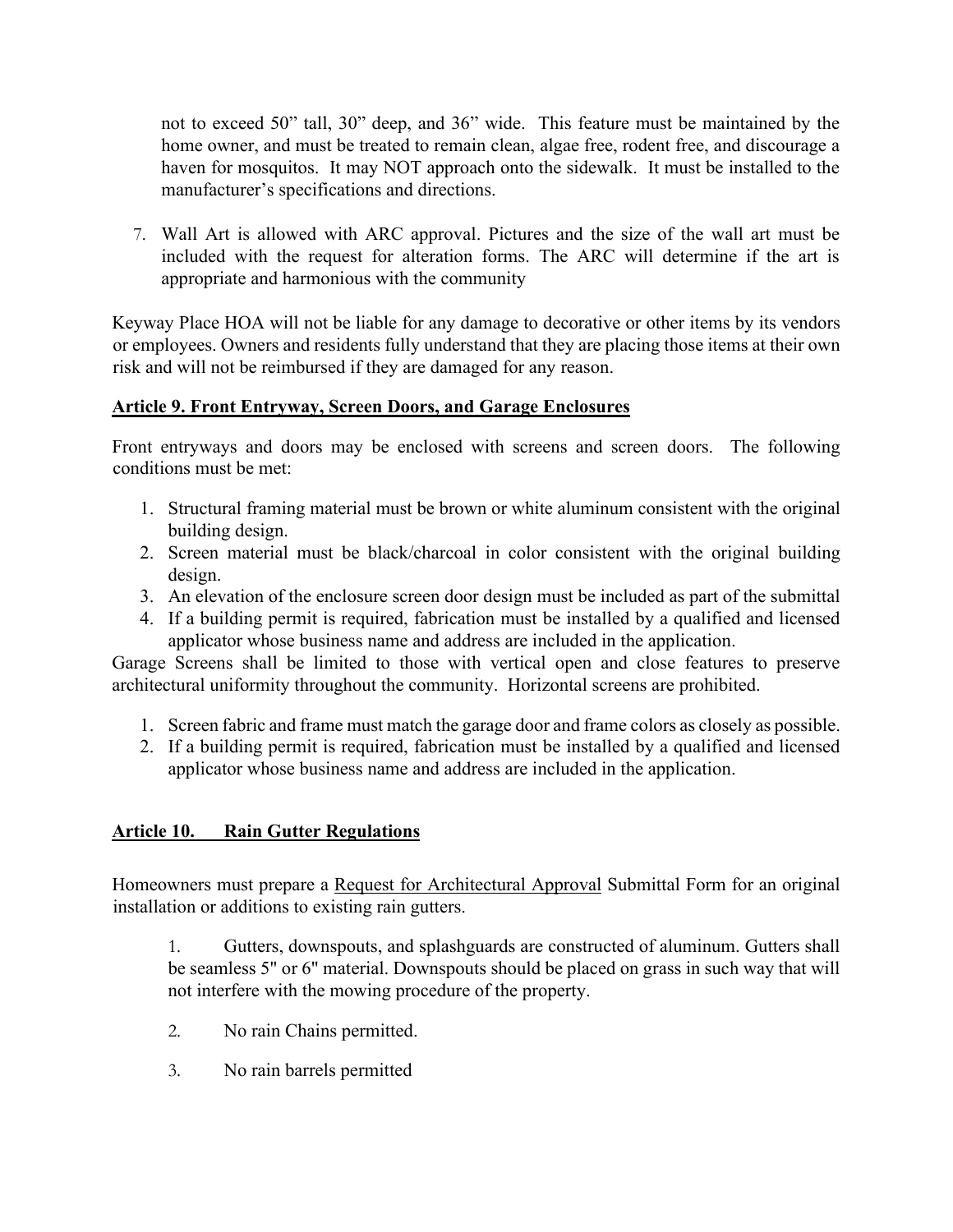not to exceed 50” tall, 30” deep, and 36” wide. This feature must be maintained by the home owner, and must be treated to remain clean, algae free, rodent free, and discourage a haven for mosquitos. It may NOT approach onto the sidewalk. It must be installed to the manufacturer’s specifications and directions.

7. Wall Art is allowed with ARC approval. Pictures and the size of the wall art must be included with the request for alteration forms. The ARC will determine if the art is appropriate and harmonious with the community

Keyway Place HOA will not be liable for any damage to decorative or other items by its vendors or employees. Owners and residents fully understand that they are placing those items at their own risk and will not be reimbursed if they are damaged for any reason.

## Article 9. Front Entryway, Screen Doors, and Garage Enclosures

Front entryways and doors may be enclosed with screens and screen doors. The following conditions must be met:

1. Structural framing material must be brown or white aluminum consistent with the original building design.
2. Screen material must be black/charcoal in color consistent with the original building design.
3. An elevation of the enclosure screen door design must be included as part of the submittal
4. If a building permit is required, fabrication must be installed by a qualified and licensed applicator whose business name and address are included in the application.

Garage Screens shall be limited to those with vertical open and close features to preserve architectural uniformity throughout the community. Horizontal screens are prohibited.

1. Screen fabric and frame must match the garage door and frame colors as closely as possible.
2. If a building permit is required, fabrication must be installed by a qualified and licensed applicator whose business name and address are included in the application.

## Article 10. Rain Gutter Regulations

Homeowners must prepare a Request for Architectural Approval Submittal Form for an original installation or additions to existing rain gutters.

1. Gutters, downspouts, and splashguards are constructed of aluminum. Gutters shall be seamless 5" or 6" material. Downspouts should be placed on grass in such way that will not interfere with the mowing procedure of the property.

2. No rain Chains permitted.

3. No rain barrels permitted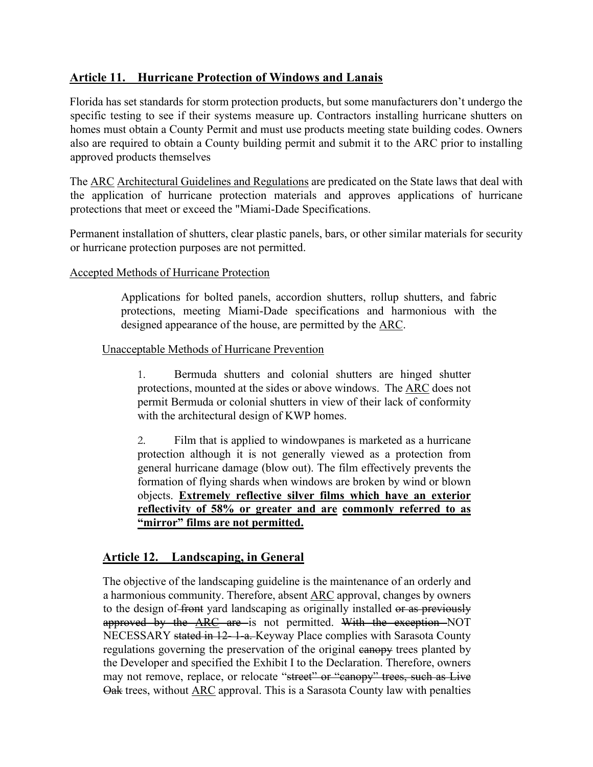## Article 11. Hurricane Protection of Windows and Lanais

Florida has set standards for storm protection products, but some manufacturers don't undergo the specific testing to see if their systems measure up. Contractors installing hurricane shutters on homes must obtain a County Permit and must use products meeting state building codes. Owners also are required to obtain a County building permit and submit it to the ARC prior to installing approved products themselves

The ARC Architectural Guidelines and Regulations are predicated on the State laws that deal with the application of hurricane protection materials and approves applications of hurricane protections that meet or exceed the "Miami-Dade Specifications.

Permanent installation of shutters, clear plastic panels, bars, or other similar materials for security or hurricane protection purposes are not permitted.

Accepted Methods of Hurricane Protection

> Applications for bolted panels, accordion shutters, rollup shutters, and fabric protections, meeting Miami-Dade specifications and harmonious with the designed appearance of the house, are permitted by the ARC.

Unacceptable Methods of Hurricane Prevention

1. Bermuda shutters and colonial shutters are hinged shutter protections, mounted at the sides or above windows. The ARC does not permit Bermuda or colonial shutters in view of their lack of conformity with the architectural design of KWP homes.

2. Film that is applied to windowpanes is marketed as a hurricane protection although it is not generally viewed as a protection from general hurricane damage (blow out). The film effectively prevents the formation of flying shards when windows are broken by wind or blown objects. **Extremely reflective silver films which have an exterior reflectivity of 58% or greater and are commonly referred to as "mirror" films are not permitted.**

## Article 12. Landscaping, in General

The objective of the landscaping guideline is the maintenance of an orderly and a harmonious community. Therefore, absent ARC approval, changes by owners to the design of ~~front~~ yard landscaping as originally installed ~~or as previously approved by the ARC are~~ is not permitted. ~~With the exception~~ NOT NECESSARY ~~stated in 12- 1-a.~~ Keyway Place complies with Sarasota County regulations governing the preservation of the original ~~canopy~~ trees planted by the Developer and specified the Exhibit I to the Declaration. Therefore, owners may not remove, replace, or relocate ~~"street" or "canopy" trees, such as Live Oak~~ trees, without ARC approval. This is a Sarasota County law with penalties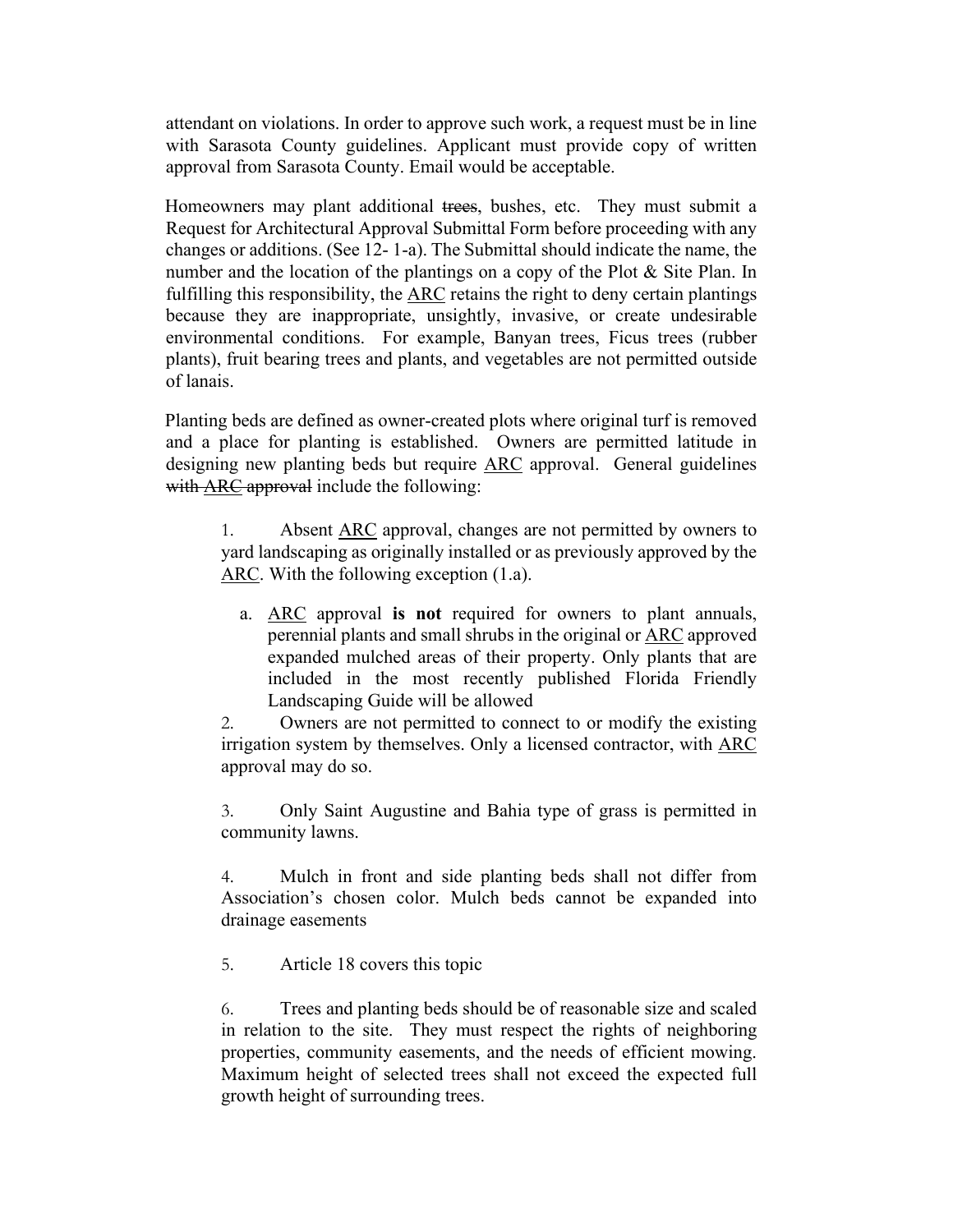attendant on violations. In order to approve such work, a request must be in line with Sarasota County guidelines. Applicant must provide copy of written approval from Sarasota County. Email would be acceptable.

Homeowners may plant additional ~~trees~~, bushes, etc. They must submit a Request for Architectural Approval Submittal Form before proceeding with any changes or additions. (See 12- 1-a). The Submittal should indicate the name, the number and the location of the plantings on a copy of the Plot & Site Plan. In fulfilling this responsibility, the <u>ARC</u> retains the right to deny certain plantings because they are inappropriate, unsightly, invasive, or create undesirable environmental conditions. For example, Banyan trees, Ficus trees (rubber plants), fruit bearing trees and plants, and vegetables are not permitted outside of lanais.

Planting beds are defined as owner-created plots where original turf is removed and a place for planting is established. Owners are permitted latitude in designing new planting beds but require <u>ARC</u> approval. General guidelines ~~with ARC approval~~ include the following:

1. Absent <u>ARC</u> approval, changes are not permitted by owners to yard landscaping as originally installed or as previously approved by the <u>ARC</u>. With the following exception (1.a).

   a. <u>ARC</u> approval **is not** required for owners to plant annuals, perennial plants and small shrubs in the original or <u>ARC</u> approved expanded mulched areas of their property. Only plants that are included in the most recently published Florida Friendly Landscaping Guide will be allowed

2. Owners are not permitted to connect to or modify the existing irrigation system by themselves. Only a licensed contractor, with <u>ARC</u> approval may do so.

3. Only Saint Augustine and Bahia type of grass is permitted in community lawns.

4. Mulch in front and side planting beds shall not differ from Association's chosen color. Mulch beds cannot be expanded into drainage easements

5. Article 18 covers this topic

6. Trees and planting beds should be of reasonable size and scaled in relation to the site. They must respect the rights of neighboring properties, community easements, and the needs of efficient mowing. Maximum height of selected trees shall not exceed the expected full growth height of surrounding trees.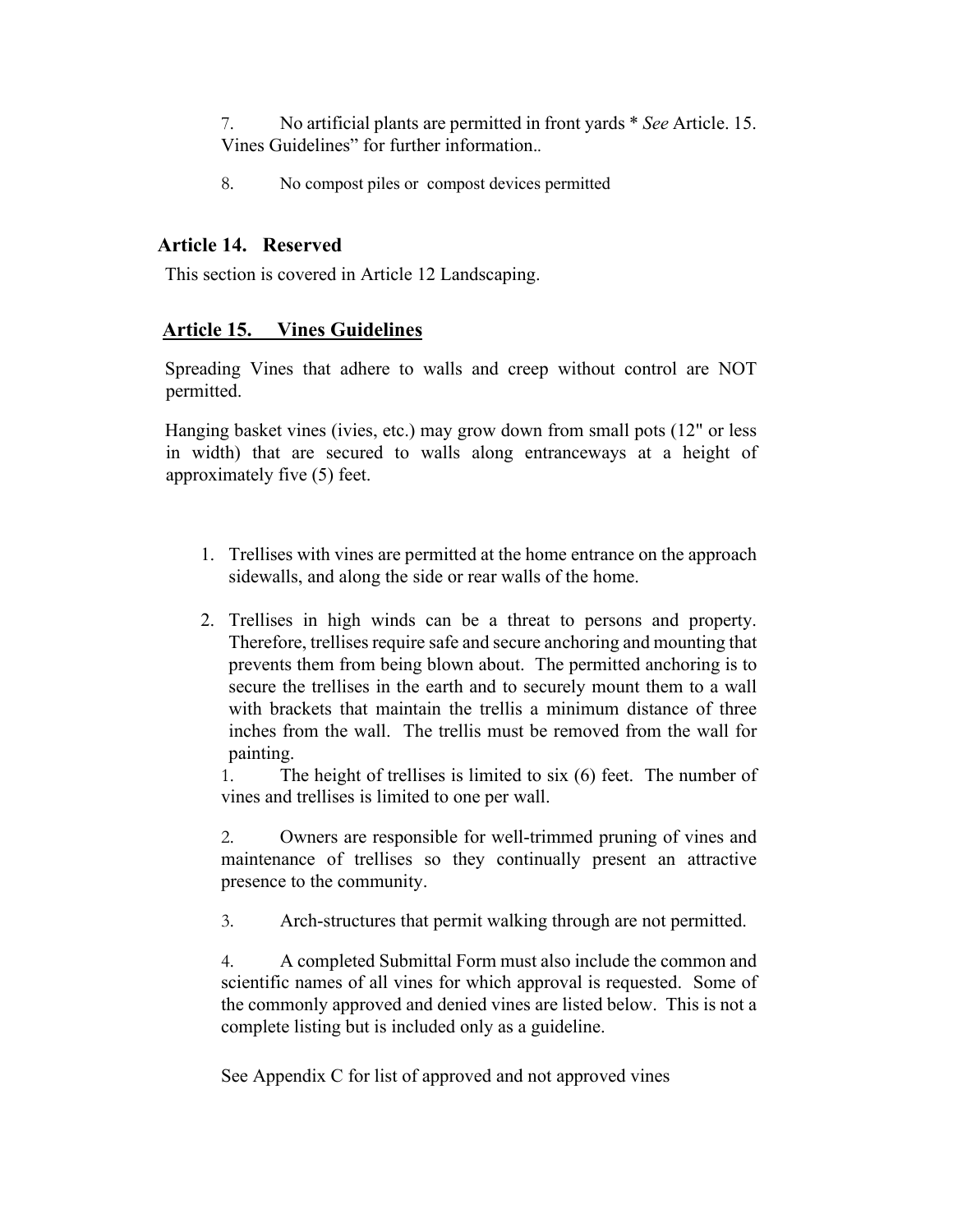7. No artificial plants are permitted in front yards * *See* Article. 15. Vines Guidelines" for further information..

8. No compost piles or compost devices permitted

## Article 14. Reserved

This section is covered in Article 12 Landscaping.

## <u>Article 15. Vines Guidelines</u>

Spreading Vines that adhere to walls and creep without control are NOT permitted.

Hanging basket vines (ivies, etc.) may grow down from small pots (12" or less in width) that are secured to walls along entranceways at a height of approximately five (5) feet.

1. Trellises with vines are permitted at the home entrance on the approach sidewalls, and along the side or rear walls of the home.

2. Trellises in high winds can be a threat to persons and property. Therefore, trellises require safe and secure anchoring and mounting that prevents them from being blown about. The permitted anchoring is to secure the trellises in the earth and to securely mount them to a wall with brackets that maintain the trellis a minimum distance of three inches from the wall. The trellis must be removed from the wall for painting.

   1. The height of trellises is limited to six (6) feet. The number of vines and trellises is limited to one per wall.

   2. Owners are responsible for well-trimmed pruning of vines and maintenance of trellises so they continually present an attractive presence to the community.

   3. Arch-structures that permit walking through are not permitted.

   4. A completed Submittal Form must also include the common and scientific names of all vines for which approval is requested. Some of the commonly approved and denied vines are listed below. This is not a complete listing but is included only as a guideline.

   See Appendix C for list of approved and not approved vines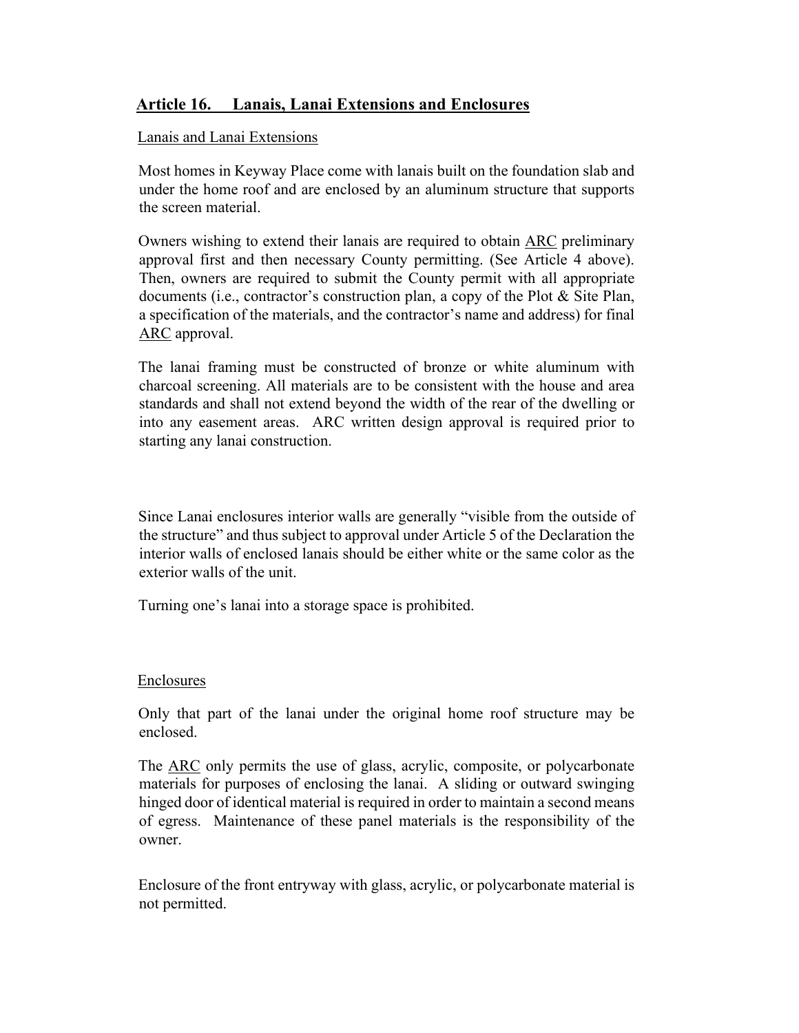## Article 16. Lanais, Lanai Extensions and Enclosures

### Lanais and Lanai Extensions

Most homes in Keyway Place come with lanais built on the foundation slab and under the home roof and are enclosed by an aluminum structure that supports the screen material.

Owners wishing to extend their lanais are required to obtain ARC preliminary approval first and then necessary County permitting. (See Article 4 above). Then, owners are required to submit the County permit with all appropriate documents (i.e., contractor's construction plan, a copy of the Plot & Site Plan, a specification of the materials, and the contractor's name and address) for final ARC approval.

The lanai framing must be constructed of bronze or white aluminum with charcoal screening. All materials are to be consistent with the house and area standards and shall not extend beyond the width of the rear of the dwelling or into any easement areas. ARC written design approval is required prior to starting any lanai construction.

Since Lanai enclosures interior walls are generally "visible from the outside of the structure" and thus subject to approval under Article 5 of the Declaration the interior walls of enclosed lanais should be either white or the same color as the exterior walls of the unit.

Turning one's lanai into a storage space is prohibited.

### Enclosures

Only that part of the lanai under the original home roof structure may be enclosed.

The ARC only permits the use of glass, acrylic, composite, or polycarbonate materials for purposes of enclosing the lanai. A sliding or outward swinging hinged door of identical material is required in order to maintain a second means of egress. Maintenance of these panel materials is the responsibility of the owner.

Enclosure of the front entryway with glass, acrylic, or polycarbonate material is not permitted.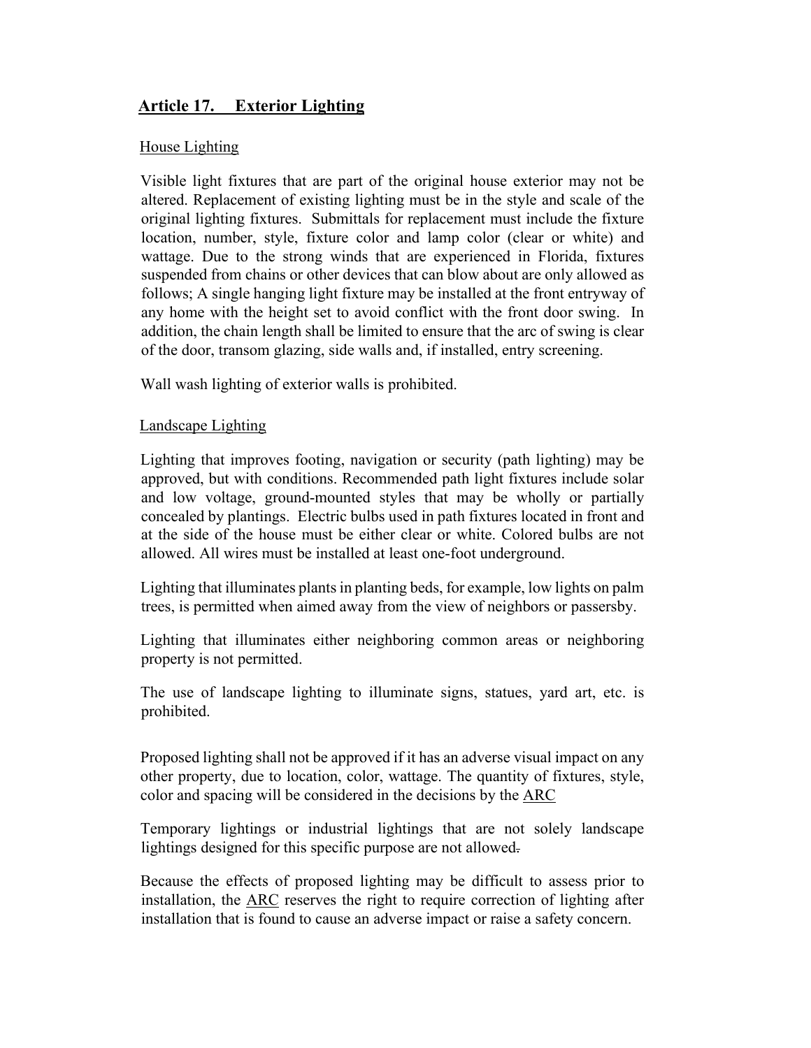## Article 17. Exterior Lighting

House Lighting

Visible light fixtures that are part of the original house exterior may not be altered. Replacement of existing lighting must be in the style and scale of the original lighting fixtures. Submittals for replacement must include the fixture location, number, style, fixture color and lamp color (clear or white) and wattage. Due to the strong winds that are experienced in Florida, fixtures suspended from chains or other devices that can blow about are only allowed as follows; A single hanging light fixture may be installed at the front entryway of any home with the height set to avoid conflict with the front door swing. In addition, the chain length shall be limited to ensure that the arc of swing is clear of the door, transom glazing, side walls and, if installed, entry screening.

Wall wash lighting of exterior walls is prohibited.

Landscape Lighting

Lighting that improves footing, navigation or security (path lighting) may be approved, but with conditions. Recommended path light fixtures include solar and low voltage, ground-mounted styles that may be wholly or partially concealed by plantings. Electric bulbs used in path fixtures located in front and at the side of the house must be either clear or white. Colored bulbs are not allowed. All wires must be installed at least one-foot underground.

Lighting that illuminates plants in planting beds, for example, low lights on palm trees, is permitted when aimed away from the view of neighbors or passersby.

Lighting that illuminates either neighboring common areas or neighboring property is not permitted.

The use of landscape lighting to illuminate signs, statues, yard art, etc. is prohibited.

Proposed lighting shall not be approved if it has an adverse visual impact on any other property, due to location, color, wattage. The quantity of fixtures, style, color and spacing will be considered in the decisions by the ARC

Temporary lightings or industrial lightings that are not solely landscape lightings designed for this specific purpose are not allowed.

Because the effects of proposed lighting may be difficult to assess prior to installation, the ARC reserves the right to require correction of lighting after installation that is found to cause an adverse impact or raise a safety concern.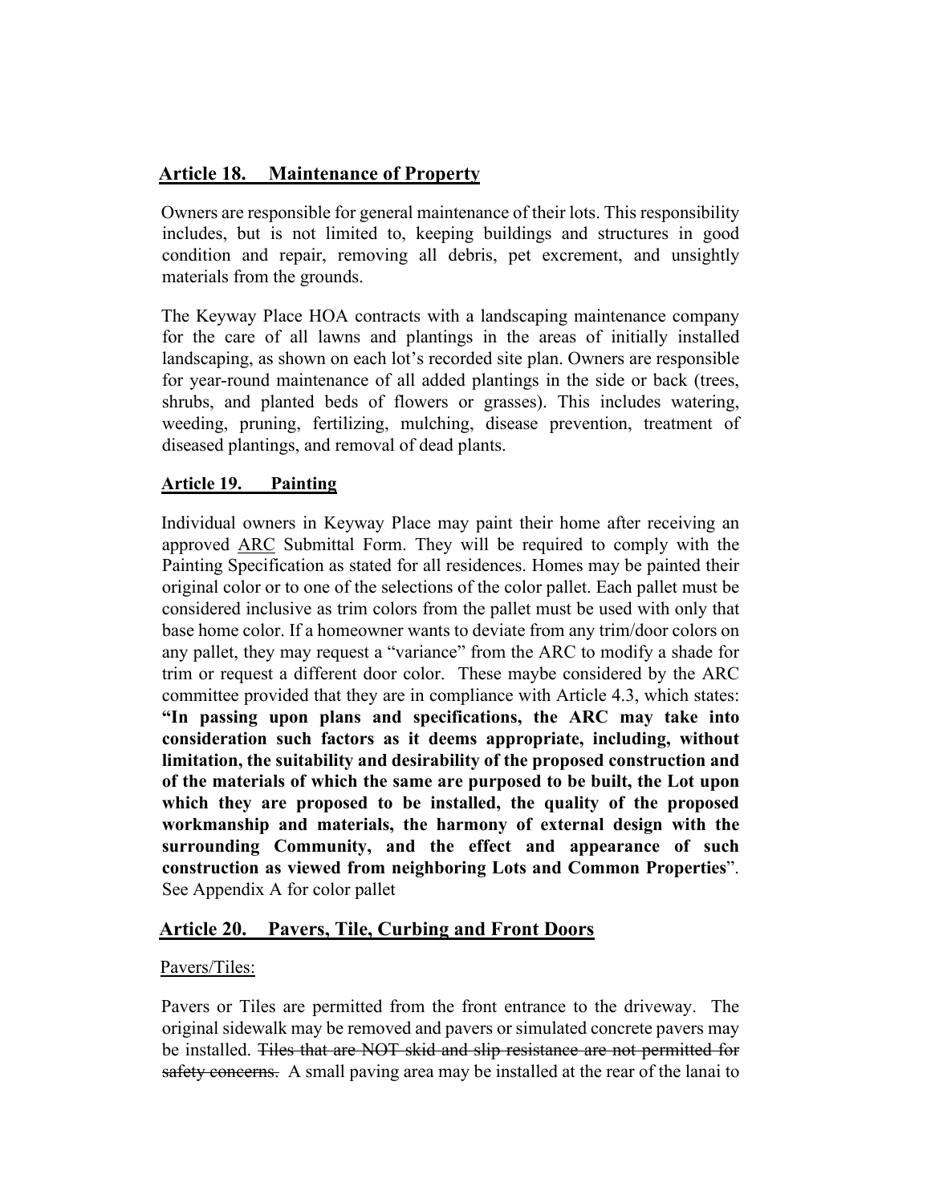## Article 18. Maintenance of Property

Owners are responsible for general maintenance of their lots. This responsibility includes, but is not limited to, keeping buildings and structures in good condition and repair, removing all debris, pet excrement, and unsightly materials from the grounds.

The Keyway Place HOA contracts with a landscaping maintenance company for the care of all lawns and plantings in the areas of initially installed landscaping, as shown on each lot's recorded site plan. Owners are responsible for year-round maintenance of all added plantings in the side or back (trees, shrubs, and planted beds of flowers or grasses). This includes watering, weeding, pruning, fertilizing, mulching, disease prevention, treatment of diseased plantings, and removal of dead plants.

## Article 19. Painting

Individual owners in Keyway Place may paint their home after receiving an approved ARC Submittal Form. They will be required to comply with the Painting Specification as stated for all residences. Homes may be painted their original color or to one of the selections of the color pallet. Each pallet must be considered inclusive as trim colors from the pallet must be used with only that base home color. If a homeowner wants to deviate from any trim/door colors on any pallet, they may request a "variance" from the ARC to modify a shade for trim or request a different door color. These maybe considered by the ARC committee provided that they are in compliance with Article 4.3, which states: **"In passing upon plans and specifications, the ARC may take into consideration such factors as it deems appropriate, including, without limitation, the suitability and desirability of the proposed construction and of the materials of which the same are purposed to be built, the Lot upon which they are proposed to be installed, the quality of the proposed workmanship and materials, the harmony of external design with the surrounding Community, and the effect and appearance of such construction as viewed from neighboring Lots and Common Properties**". See Appendix A for color pallet

## Article 20. Pavers, Tile, Curbing and Front Doors

Pavers/Tiles:

Pavers or Tiles are permitted from the front entrance to the driveway. The original sidewalk may be removed and pavers or simulated concrete pavers may be installed. ~~Tiles that are NOT skid and slip resistance are not permitted for safety concerns.~~ A small paving area may be installed at the rear of the lanai to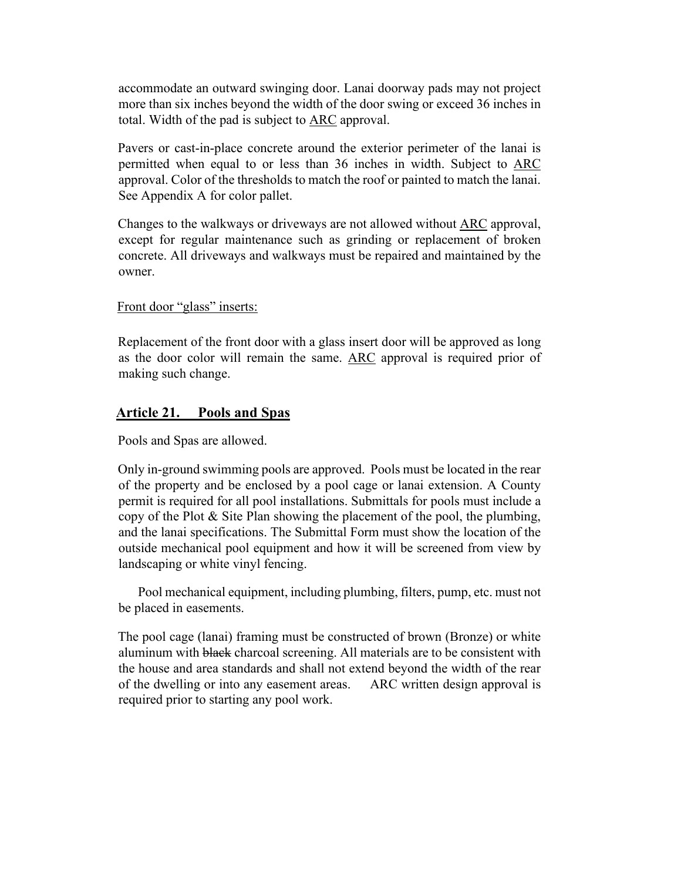accommodate an outward swinging door. Lanai doorway pads may not project more than six inches beyond the width of the door swing or exceed 36 inches in total. Width of the pad is subject to <u>ARC</u> approval.

Pavers or cast-in-place concrete around the exterior perimeter of the lanai is permitted when equal to or less than 36 inches in width. Subject to <u>ARC</u> approval. Color of the thresholds to match the roof or painted to match the lanai. See Appendix A for color pallet.

Changes to the walkways or driveways are not allowed without <u>ARC</u> approval, except for regular maintenance such as grinding or replacement of broken concrete. All driveways and walkways must be repaired and maintained by the owner.

<u>Front door "glass" inserts:</u>

Replacement of the front door with a glass insert door will be approved as long as the door color will remain the same. <u>ARC</u> approval is required prior of making such change.

## **<u>Article 21. Pools and Spas</u>**

Pools and Spas are allowed.

Only in-ground swimming pools are approved. Pools must be located in the rear of the property and be enclosed by a pool cage or lanai extension. A County permit is required for all pool installations. Submittals for pools must include a copy of the Plot & Site Plan showing the placement of the pool, the plumbing, and the lanai specifications. The Submittal Form must show the location of the outside mechanical pool equipment and how it will be screened from view by landscaping or white vinyl fencing.

Pool mechanical equipment, including plumbing, filters, pump, etc. must not be placed in easements.

The pool cage (lanai) framing must be constructed of brown (Bronze) or white aluminum with ~~black~~ charcoal screening. All materials are to be consistent with the house and area standards and shall not extend beyond the width of the rear of the dwelling or into any easement areas. ARC written design approval is required prior to starting any pool work.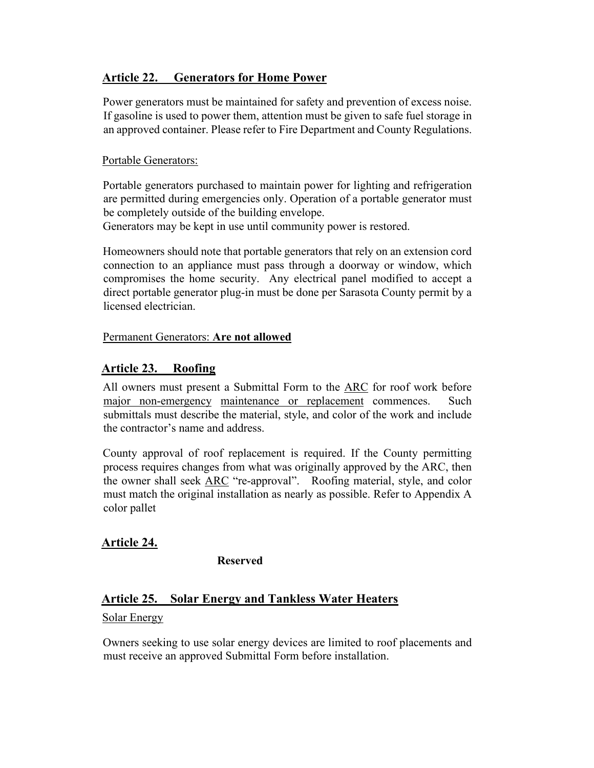## Article 22. Generators for Home Power

Power generators must be maintained for safety and prevention of excess noise. If gasoline is used to power them, attention must be given to safe fuel storage in an approved container. Please refer to Fire Department and County Regulations.

Portable Generators:

Portable generators purchased to maintain power for lighting and refrigeration are permitted during emergencies only. Operation of a portable generator must be completely outside of the building envelope.
Generators may be kept in use until community power is restored.

Homeowners should note that portable generators that rely on an extension cord connection to an appliance must pass through a doorway or window, which compromises the home security. Any electrical panel modified to accept a direct portable generator plug-in must be done per Sarasota County permit by a licensed electrician.

Permanent Generators: **Are not allowed**

## Article 23. Roofing

All owners must present a Submittal Form to the ARC for roof work before major non-emergency maintenance or replacement commences. Such submittals must describe the material, style, and color of the work and include the contractor's name and address.

County approval of roof replacement is required. If the County permitting process requires changes from what was originally approved by the ARC, then the owner shall seek ARC "re-approval". Roofing material, style, and color must match the original installation as nearly as possible. Refer to Appendix A color pallet

## Article 24.

**Reserved**

## Article 25. Solar Energy and Tankless Water Heaters

Solar Energy

Owners seeking to use solar energy devices are limited to roof placements and must receive an approved Submittal Form before installation.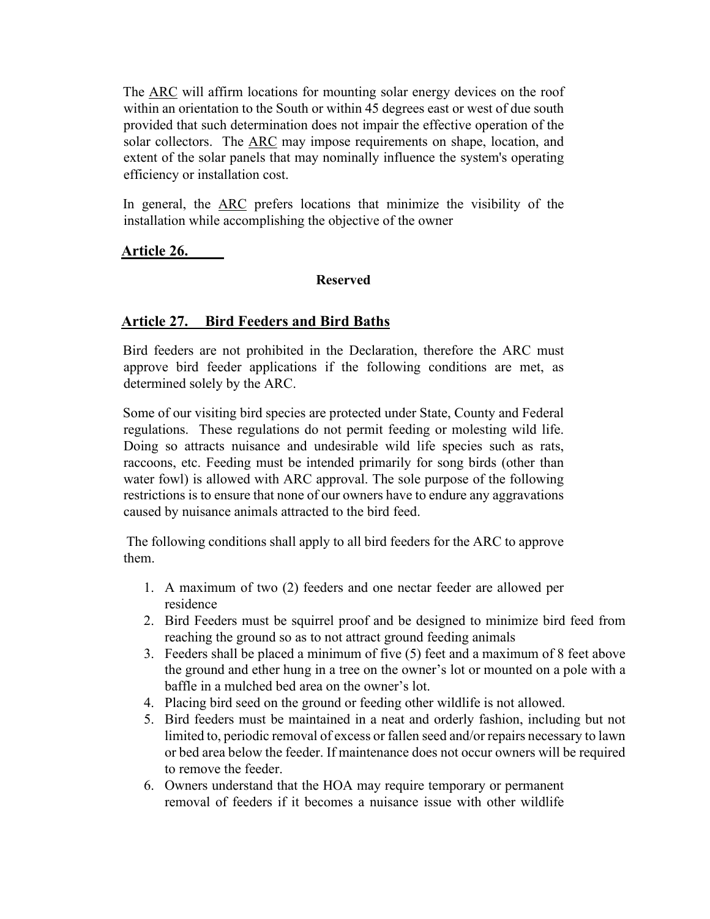The ARC will affirm locations for mounting solar energy devices on the roof within an orientation to the South or within 45 degrees east or west of due south provided that such determination does not impair the effective operation of the solar collectors. The ARC may impose requirements on shape, location, and extent of the solar panels that may nominally influence the system's operating efficiency or installation cost.

In general, the ARC prefers locations that minimize the visibility of the installation while accomplishing the objective of the owner

## Article 26.

**Reserved**

## Article 27. Bird Feeders and Bird Baths

Bird feeders are not prohibited in the Declaration, therefore the ARC must approve bird feeder applications if the following conditions are met, as determined solely by the ARC.

Some of our visiting bird species are protected under State, County and Federal regulations. These regulations do not permit feeding or molesting wild life. Doing so attracts nuisance and undesirable wild life species such as rats, raccoons, etc. Feeding must be intended primarily for song birds (other than water fowl) is allowed with ARC approval. The sole purpose of the following restrictions is to ensure that none of our owners have to endure any aggravations caused by nuisance animals attracted to the bird feed.

The following conditions shall apply to all bird feeders for the ARC to approve them.

1. A maximum of two (2) feeders and one nectar feeder are allowed per residence
2. Bird Feeders must be squirrel proof and be designed to minimize bird feed from reaching the ground so as to not attract ground feeding animals
3. Feeders shall be placed a minimum of five (5) feet and a maximum of 8 feet above the ground and ether hung in a tree on the owner's lot or mounted on a pole with a baffle in a mulched bed area on the owner's lot.
4. Placing bird seed on the ground or feeding other wildlife is not allowed.
5. Bird feeders must be maintained in a neat and orderly fashion, including but not limited to, periodic removal of excess or fallen seed and/or repairs necessary to lawn or bed area below the feeder. If maintenance does not occur owners will be required to remove the feeder.
6. Owners understand that the HOA may require temporary or permanent removal of feeders if it becomes a nuisance issue with other wildlife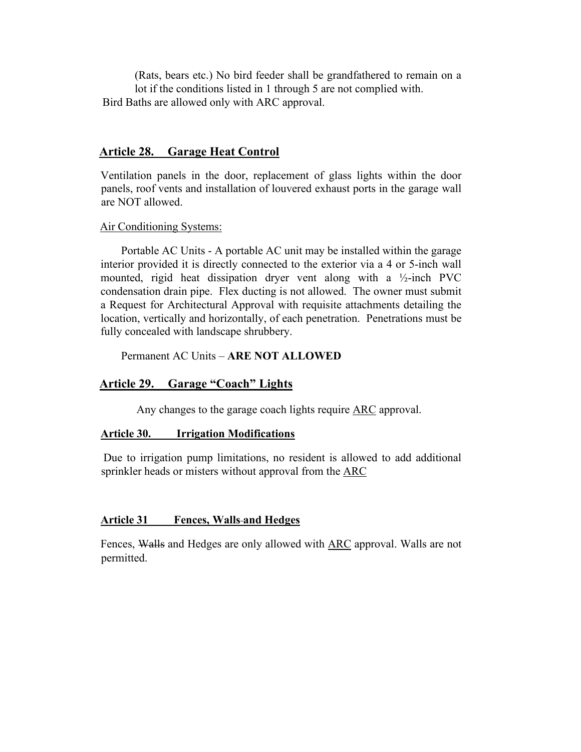(Rats, bears etc.) No bird feeder shall be grandfathered to remain on a lot if the conditions listed in 1 through 5 are not complied with.

Bird Baths are allowed only with ARC approval.

## Article 28. Garage Heat Control

Ventilation panels in the door, replacement of glass lights within the door panels, roof vents and installation of louvered exhaust ports in the garage wall are NOT allowed.

Air Conditioning Systems:

Portable AC Units - A portable AC unit may be installed within the garage interior provided it is directly connected to the exterior via a 4 or 5-inch wall mounted, rigid heat dissipation dryer vent along with a ½-inch PVC condensation drain pipe. Flex ducting is not allowed. The owner must submit a Request for Architectural Approval with requisite attachments detailing the location, vertically and horizontally, of each penetration. Penetrations must be fully concealed with landscape shrubbery.

Permanent AC Units – **ARE NOT ALLOWED**

## Article 29. Garage "Coach" Lights

Any changes to the garage coach lights require ARC approval.

## Article 30. Irrigation Modifications

Due to irrigation pump limitations, no resident is allowed to add additional sprinkler heads or misters without approval from the ARC

## Article 31 Fences, Walls and Hedges

Fences, ~~Walls~~ and Hedges are only allowed with ARC approval. Walls are not permitted.